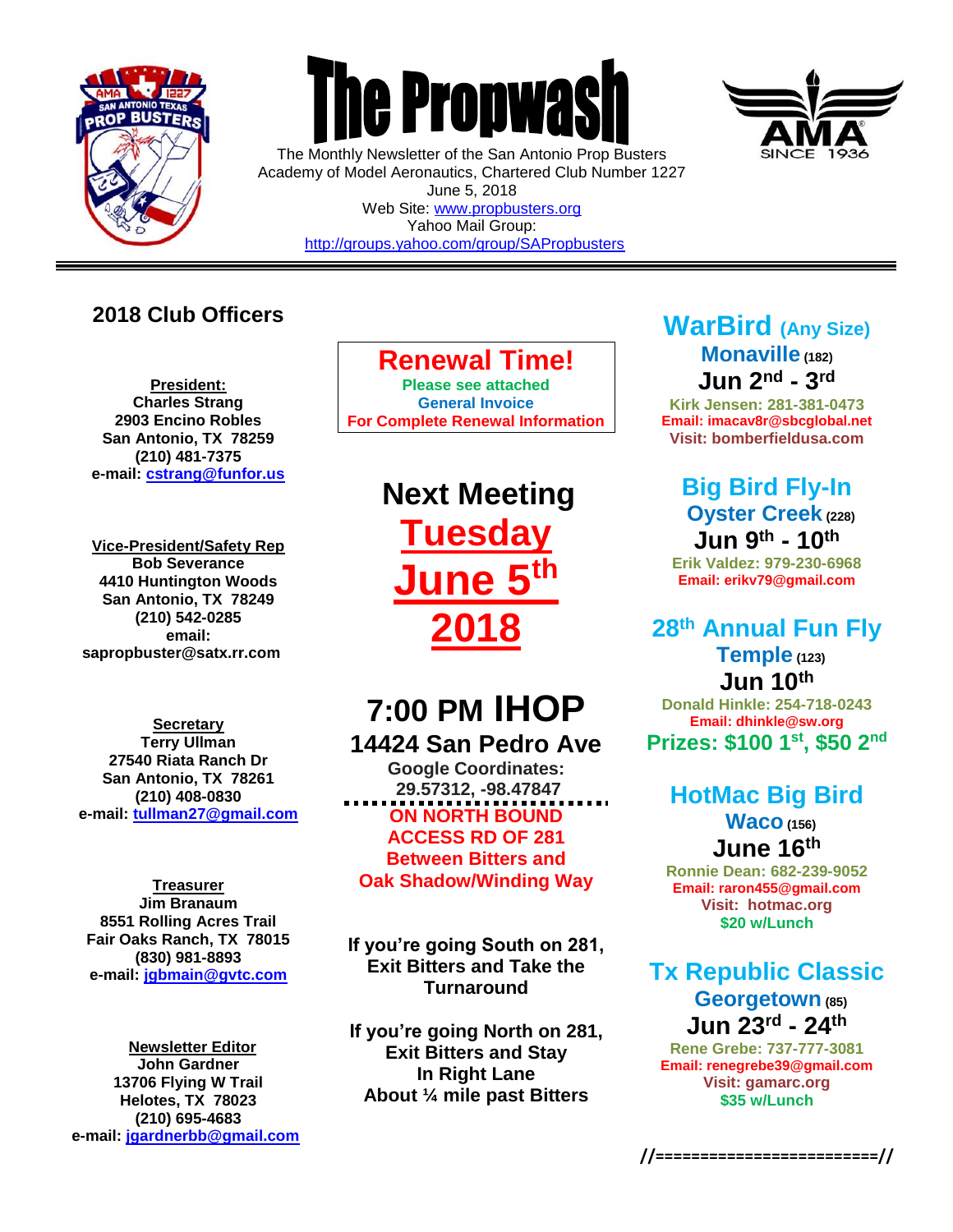# The Propwash

The Monthly Newsletter of the San Antonio Prop Busters
Academy of Model Aeronautics, Chartered Club Number 1227
June 5, 2018
Web Site: www.propbusters.org
Yahoo Mail Group:
http://groups.yahoo.com/group/SAPropbusters

## 2018 Club Officers

**President:**
**Charles Strang**
**2903 Encino Robles**
**San Antonio, TX 78259**
**(210) 481-7375**
**e-mail: cstrang@funfor.us**

**Vice-President/Safety Rep**
**Bob Severance**
**4410 Huntington Woods**
**San Antonio, TX 78249**
**(210) 542-0285**
**email:**
**sapropbuster@satx.rr.com**

**Secretary**
**Terry Ullman**
**27540 Riata Ranch Dr**
**San Antonio, TX 78261**
**(210) 408-0830**
**e-mail: tullman27@gmail.com**

**Treasurer**
**Jim Branaum**
**8551 Rolling Acres Trail**
**Fair Oaks Ranch, TX 78015**
**(830) 981-8893**
**e-mail: jgbmain@gvtc.com**

**Newsletter Editor**
**John Gardner**
**13706 Flying W Trail**
**Helotes, TX 78023**
**(210) 695-4683**
**e-mail: jgardnerbb@gmail.com**

## Renewal Time!

**Please see attached**
**General Invoice**
**For Complete Renewal Information**

## Next Meeting
## Tuesday June 5th 2018

## 7:00 PM IHOP
### 14424 San Pedro Ave

**Google Coordinates:**
**29.57312, -98.47847**

**ON NORTH BOUND ACCESS RD OF 281 Between Bitters and Oak Shadow/Winding Way**

**If you're going South on 281, Exit Bitters and Take the Turnaround**

**If you're going North on 281, Exit Bitters and Stay In Right Lane About ¼ mile past Bitters**

## WarBird (Any Size)
**Monaville (182)**
**Jun 2nd - 3rd**
**Kirk Jensen: 281-381-0473**
**Email: imacav8r@sbcglobal.net**
**Visit: bomberfieldusa.com**

## Big Bird Fly-In
**Oyster Creek (228)**
**Jun 9th - 10th**
**Erik Valdez: 979-230-6968**
**Email: erikv79@gmail.com**

## 28th Annual Fun Fly
**Temple (123)**
**Jun 10th**
**Donald Hinkle: 254-718-0243**
**Email: dhinkle@sw.org**
**Prizes: $100 1st, $50 2nd**

## HotMac Big Bird
**Waco (156)**
**June 16th**
**Ronnie Dean: 682-239-9052**
**Email: raron455@gmail.com**
**Visit: hotmac.org**
**$20 w/Lunch**

## Tx Republic Classic
**Georgetown (85)**
**Jun 23rd - 24th**
**Rene Grebe: 737-777-3081**
**Email: renegrebe39@gmail.com**
**Visit: gamarc.org**
**$35 w/Lunch**

**//========================//**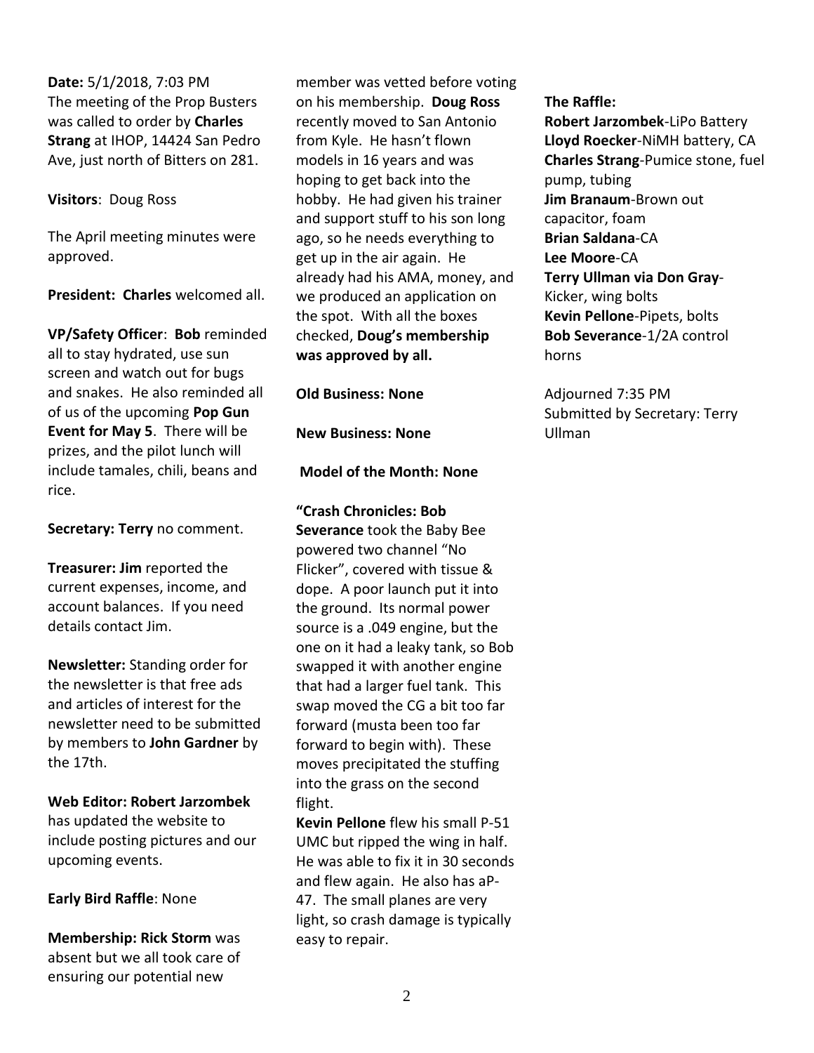**Date:** 5/1/2018, 7:03 PM
The meeting of the Prop Busters was called to order by **Charles Strang** at IHOP, 14424 San Pedro Ave, just north of Bitters on 281.

**Visitors**: Doug Ross

The April meeting minutes were approved.

**President: Charles** welcomed all.

**VP/Safety Officer**: **Bob** reminded all to stay hydrated, use sun screen and watch out for bugs and snakes. He also reminded all of us of the upcoming **Pop Gun Event for May 5**. There will be prizes, and the pilot lunch will include tamales, chili, beans and rice.

**Secretary: Terry** no comment.

**Treasurer: Jim** reported the current expenses, income, and account balances. If you need details contact Jim.

**Newsletter:** Standing order for the newsletter is that free ads and articles of interest for the newsletter need to be submitted by members to **John Gardner** by the 17th.

**Web Editor: Robert Jarzombek** has updated the website to include posting pictures and our upcoming events.

**Early Bird Raffle**: None

**Membership: Rick Storm** was absent but we all took care of ensuring our potential new member was vetted before voting on his membership. **Doug Ross** recently moved to San Antonio from Kyle. He hasn't flown models in 16 years and was hoping to get back into the hobby. He had given his trainer and support stuff to his son long ago, so he needs everything to get up in the air again. He already had his AMA, money, and we produced an application on the spot. With all the boxes checked, **Doug's membership was approved by all.**

**Old Business: None**

**New Business: None**

**Model of the Month: None**

**"Crash Chronicles: Bob Severance** took the Baby Bee powered two channel "No Flicker", covered with tissue & dope. A poor launch put it into the ground. Its normal power source is a .049 engine, but the one on it had a leaky tank, so Bob swapped it with another engine that had a larger fuel tank. This swap moved the CG a bit too far forward (musta been too far forward to begin with). These moves precipitated the stuffing into the grass on the second flight.

**Kevin Pellone** flew his small P-51 UMC but ripped the wing in half. He was able to fix it in 30 seconds and flew again. He also has aP-47. The small planes are very light, so crash damage is typically easy to repair.

**The Raffle:**
**Robert Jarzombek**-LiPo Battery
**Lloyd Roecker**-NiMH battery, CA
**Charles Strang**-Pumice stone, fuel pump, tubing
**Jim Branaum**-Brown out capacitor, foam
**Brian Saldana**-CA
**Lee Moore**-CA
**Terry Ullman via Don Gray**-Kicker, wing bolts
**Kevin Pellone**-Pipets, bolts
**Bob Severance**-1/2A control horns

Adjourned 7:35 PM
Submitted by Secretary: Terry Ullman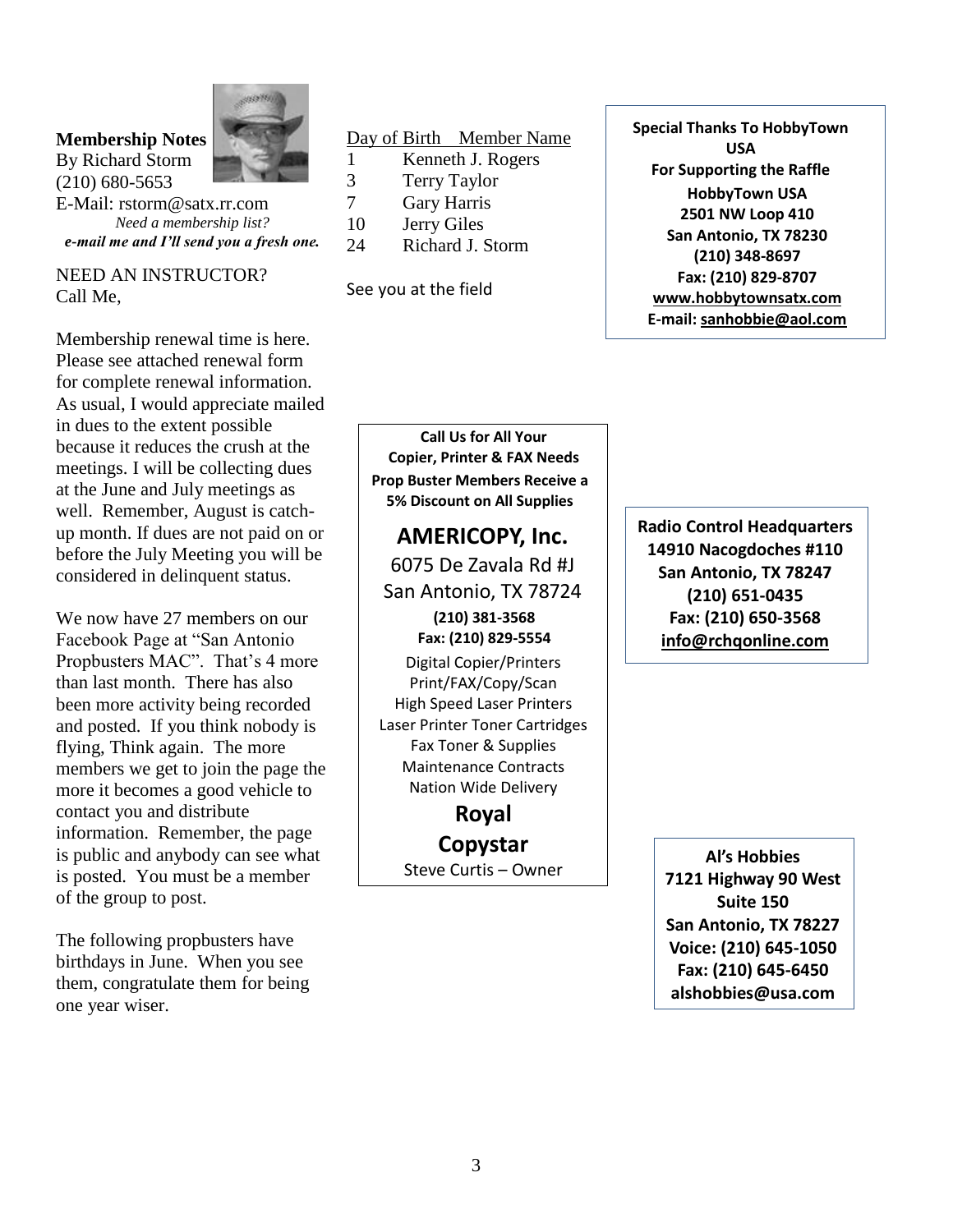**Membership Notes**
By Richard Storm
(210) 680-5653
E-Mail: rstorm@satx.rr.com
*Need a membership list?*
***e-mail me and I'll send you a fresh one.***

NEED AN INSTRUCTOR?
Call Me,

Membership renewal time is here. Please see attached renewal form for complete renewal information. As usual, I would appreciate mailed in dues to the extent possible because it reduces the crush at the meetings. I will be collecting dues at the June and July meetings as well. Remember, August is catch-up month. If dues are not paid on or before the July Meeting you will be considered in delinquent status.

We now have 27 members on our Facebook Page at "San Antonio Propbusters MAC". That's 4 more than last month. There has also been more activity being recorded and posted. If you think nobody is flying, Think again. The more members we get to join the page the more it becomes a good vehicle to contact you and distribute information. Remember, the page is public and anybody can see what is posted. You must be a member of the group to post.

The following propbusters have birthdays in June. When you see them, congratulate them for being one year wiser.

| Day of Birth | Member Name |
|---|---|
| 1 | Kenneth J. Rogers |
| 3 | Terry Taylor |
| 7 | Gary Harris |
| 10 | Jerry Giles |
| 24 | Richard J. Storm |

See you at the field

**Special Thanks To HobbyTown USA**
**For Supporting the Raffle**
**HobbyTown USA**
**2501 NW Loop 410**
**San Antonio, TX 78230**
**(210) 348-8697**
**Fax: (210) 829-8707**
**www.hobbytownsatx.com**
**E-mail: sanhobbie@aol.com**

**Call Us for All Your Copier, Printer & FAX Needs**
**Prop Buster Members Receive a 5% Discount on All Supplies**

**AMERICOPY, Inc.**
6075 De Zavala Rd #J
San Antonio, TX 78724
**(210) 381-3568**
**Fax: (210) 829-5554**
Digital Copier/Printers
Print/FAX/Copy/Scan
High Speed Laser Printers
Laser Printer Toner Cartridges
Fax Toner & Supplies
Maintenance Contracts
Nation Wide Delivery
**Royal**
**Copystar**
Steve Curtis – Owner

**Radio Control Headquarters**
**14910 Nacogdoches #110**
**San Antonio, TX 78247**
**(210) 651-0435**
**Fax: (210) 650-3568**
**info@rchqonline.com**

**Al's Hobbies**
**7121 Highway 90 West**
**Suite 150**
**San Antonio, TX 78227**
**Voice: (210) 645-1050**
**Fax: (210) 645-6450**
**alshobbies@usa.com**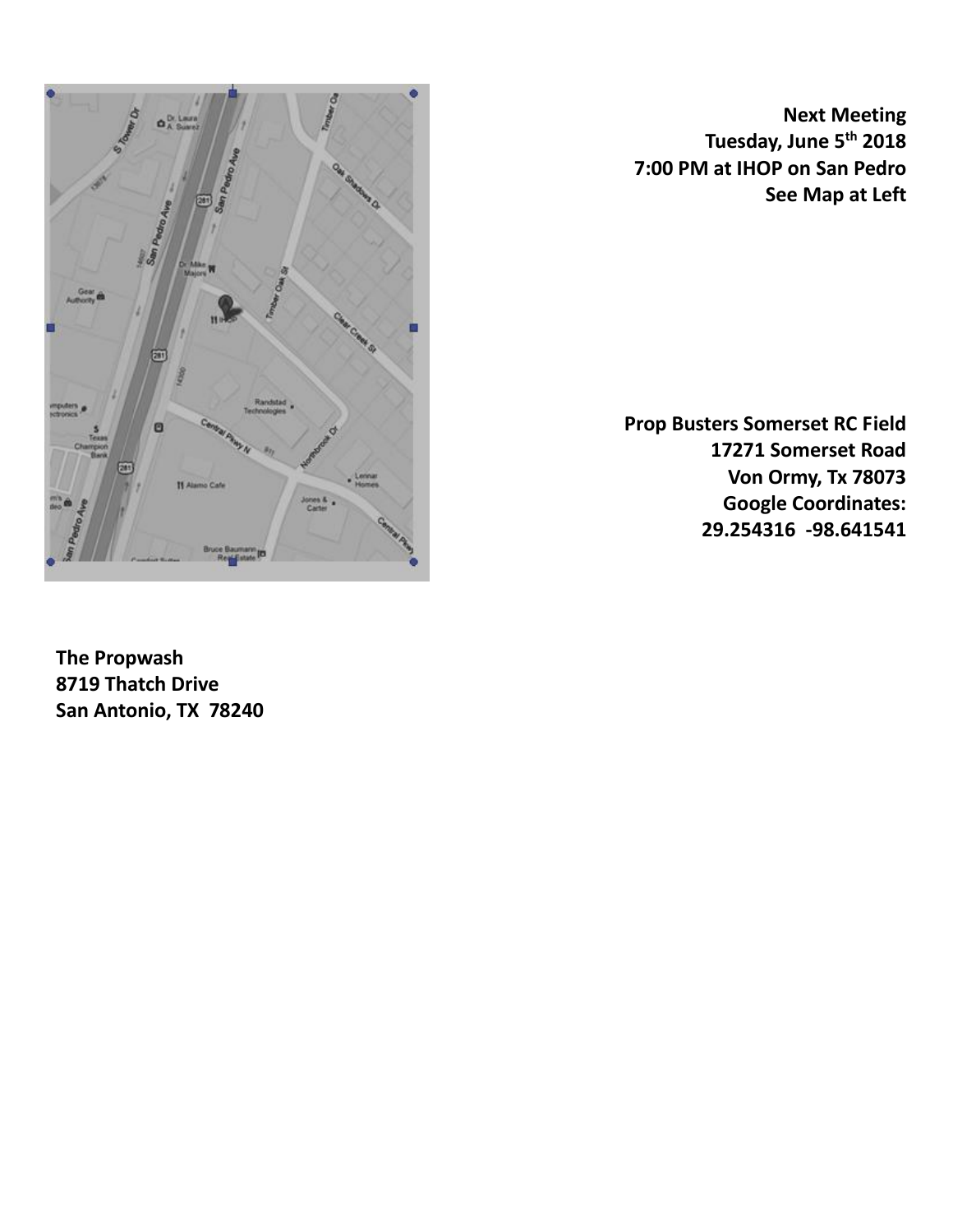**Next Meeting**
**Tuesday, June 5th 2018**
**7:00 PM at IHOP on San Pedro**
**See Map at Left**

**Prop Busters Somerset RC Field**
**17271 Somerset Road**
**Von Ormy, Tx 78073**
**Google Coordinates:**
**29.254316 -98.641541**

**The Propwash**
**8719 Thatch Drive**
**San Antonio, TX 78240**